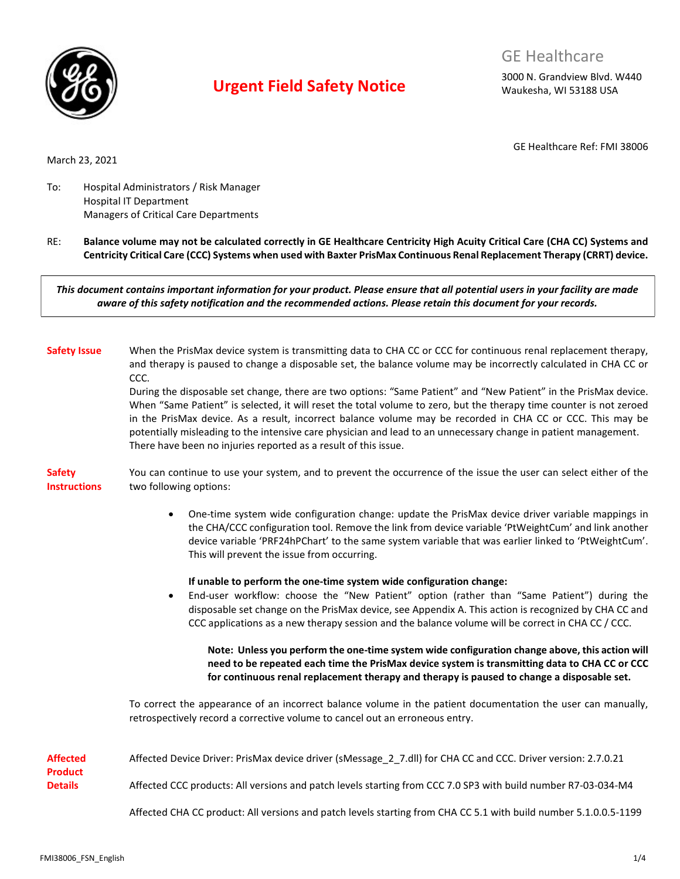GE Healthcare

3000 N. Grandview Blvd. W440
Waukesha, WI 53188 USA

# Urgent Field Safety Notice

GE Healthcare Ref: FMI 38006

March 23, 2021

To: Hospital Administrators / Risk Manager
Hospital IT Department
Managers of Critical Care Departments

RE: **Balance volume may not be calculated correctly in GE Healthcare Centricity High Acuity Critical Care (CHA CC) Systems and Centricity Critical Care (CCC) Systems when used with Baxter PrisMax Continuous Renal Replacement Therapy (CRRT) device.**

***This document contains important information for your product. Please ensure that all potential users in your facility are made aware of this safety notification and the recommended actions. Please retain this document for your records.***

## Safety Issue

When the PrisMax device system is transmitting data to CHA CC or CCC for continuous renal replacement therapy, and therapy is paused to change a disposable set, the balance volume may be incorrectly calculated in CHA CC or CCC.

During the disposable set change, there are two options: "Same Patient" and "New Patient" in the PrisMax device. When "Same Patient" is selected, it will reset the total volume to zero, but the therapy time counter is not zeroed in the PrisMax device. As a result, incorrect balance volume may be recorded in CHA CC or CCC. This may be potentially misleading to the intensive care physician and lead to an unnecessary change in patient management. There have been no injuries reported as a result of this issue.

## Safety Instructions

You can continue to use your system, and to prevent the occurrence of the issue the user can select either of the two following options:

- One-time system wide configuration change: update the PrisMax device driver variable mappings in the CHA/CCC configuration tool. Remove the link from device variable 'PtWeightCum' and link another device variable 'PRF24hPChart' to the same system variable that was earlier linked to 'PtWeightCum'. This will prevent the issue from occurring.

**If unable to perform the one-time system wide configuration change:**

- End-user workflow: choose the "New Patient" option (rather than "Same Patient") during the disposable set change on the PrisMax device, see Appendix A. This action is recognized by CHA CC and CCC applications as a new therapy session and the balance volume will be correct in CHA CC / CCC.

> **Note: Unless you perform the one-time system wide configuration change above, this action will need to be repeated each time the PrisMax device system is transmitting data to CHA CC or CCC for continuous renal replacement therapy and therapy is paused to change a disposable set.**

To correct the appearance of an incorrect balance volume in the patient documentation the user can manually, retrospectively record a corrective volume to cancel out an erroneous entry.

## Affected Product Details

Affected Device Driver: PrisMax device driver (sMessage_2_7.dll) for CHA CC and CCC. Driver version: 2.7.0.21

Affected CCC products: All versions and patch levels starting from CCC 7.0 SP3 with build number R7-03-034-M4

Affected CHA CC product: All versions and patch levels starting from CHA CC 5.1 with build number 5.1.0.0.5-1199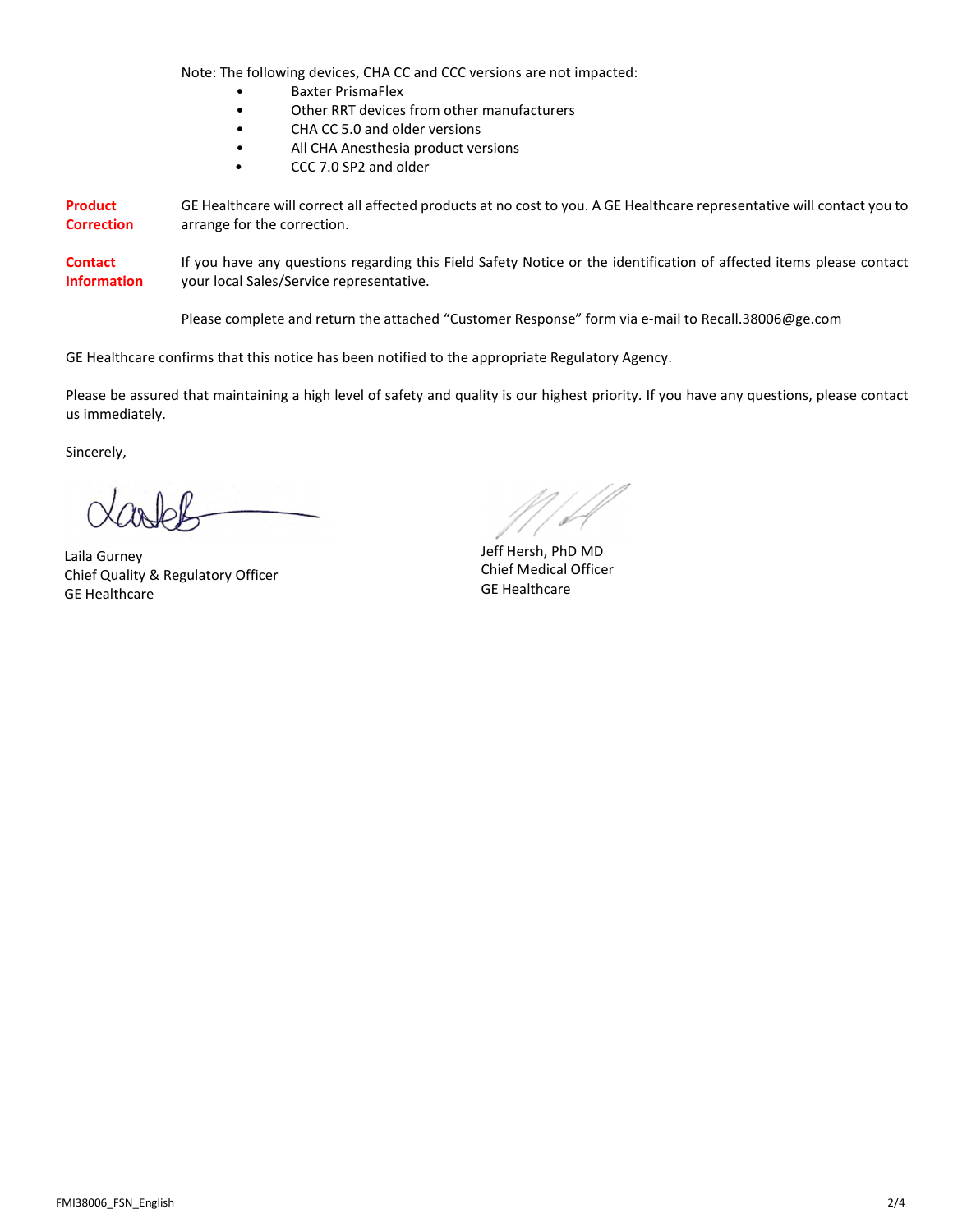Note: The following devices, CHA CC and CCC versions are not impacted:

- Baxter PrismaFlex
- Other RRT devices from other manufacturers
- CHA CC 5.0 and older versions
- All CHA Anesthesia product versions
- CCC 7.0 SP2 and older

**Product Correction**

GE Healthcare will correct all affected products at no cost to you. A GE Healthcare representative will contact you to arrange for the correction.

**Contact Information**

If you have any questions regarding this Field Safety Notice or the identification of affected items please contact your local Sales/Service representative.

Please complete and return the attached "Customer Response" form via e-mail to Recall.38006@ge.com

GE Healthcare confirms that this notice has been notified to the appropriate Regulatory Agency.

Please be assured that maintaining a high level of safety and quality is our highest priority. If you have any questions, please contact us immediately.

Sincerely,

Laila Gurney
Chief Quality & Regulatory Officer
GE Healthcare

Jeff Hersh, PhD MD
Chief Medical Officer
GE Healthcare

FMI38006_FSN_English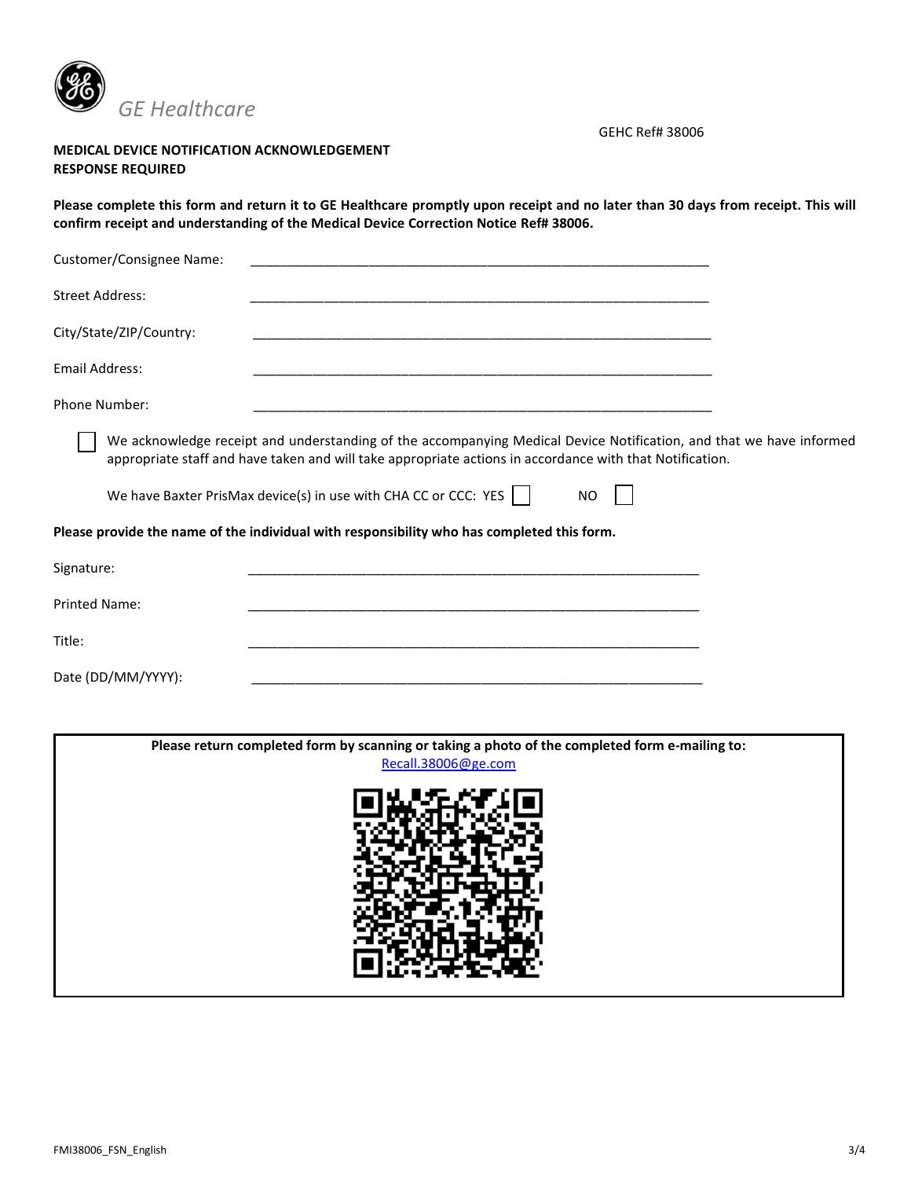GE Healthcare

GEHC Ref# 38006

**MEDICAL DEVICE NOTIFICATION ACKNOWLEDGEMENT**
**RESPONSE REQUIRED**

**Please complete this form and return it to GE Healthcare promptly upon receipt and no later than 30 days from receipt. This will confirm receipt and understanding of the Medical Device Correction Notice Ref# 38006.**

Customer/Consignee Name: ____________________________________________

Street Address: ____________________________________________

City/State/ZIP/Country: ____________________________________________

Email Address: ____________________________________________

Phone Number: ____________________________________________

☐ We acknowledge receipt and understanding of the accompanying Medical Device Notification, and that we have informed appropriate staff and have taken and will take appropriate actions in accordance with that Notification.

We have Baxter PrisMax device(s) in use with CHA CC or CCC: YES ☐ NO ☐

**Please provide the name of the individual with responsibility who has completed this form.**

Signature: ____________________________________________

Printed Name: ____________________________________________

Title: ____________________________________________

Date (DD/MM/YYYY): ____________________________________________

**Please return completed form by scanning or taking a photo of the completed form e-mailing to:**
Recall.38006@ge.com

FMI38006_FSN_English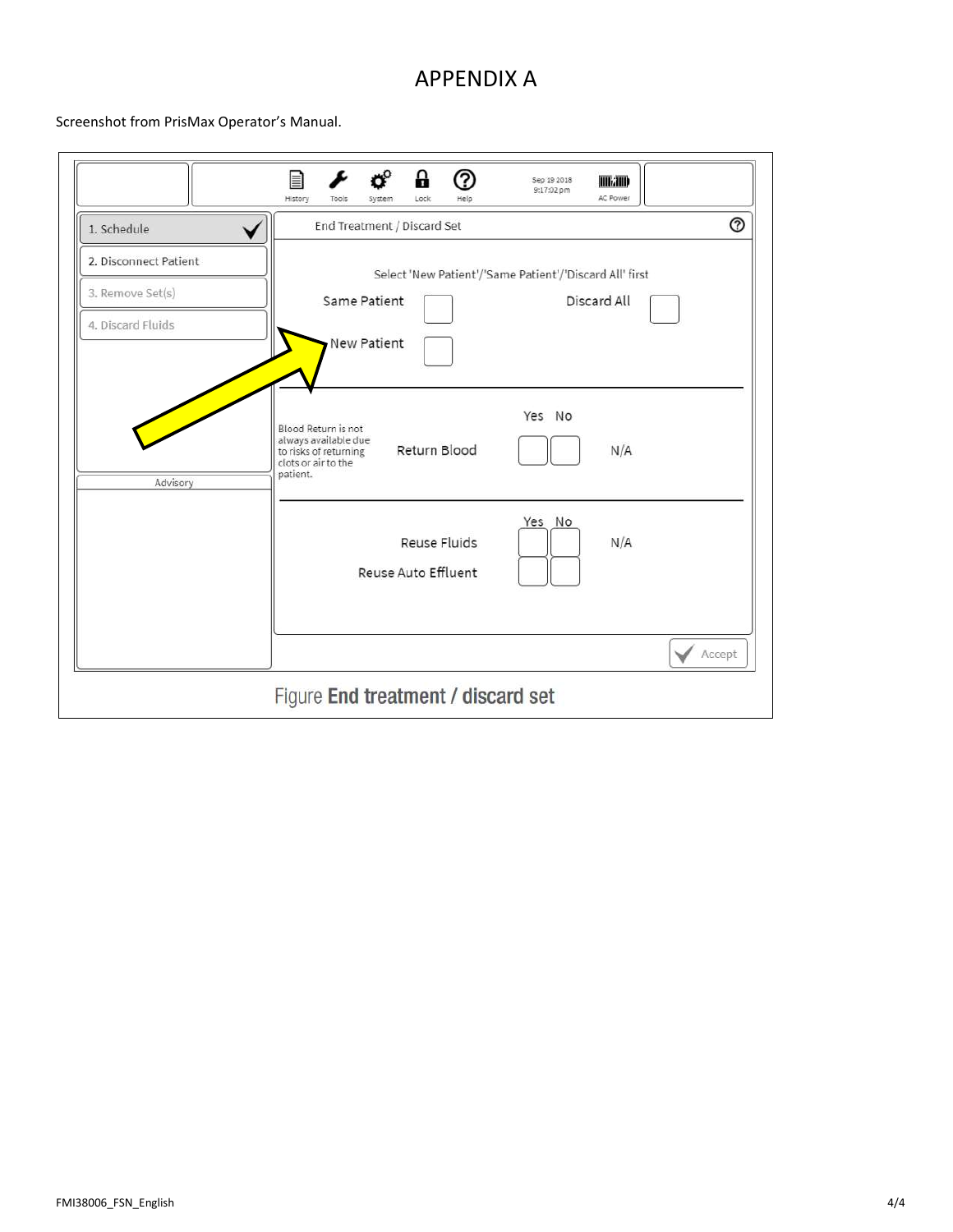# APPENDIX A

Screenshot from PrisMax Operator's Manual.

History Tools System Lock Help Sep 19 2018 9:17:02 pm AC Power

1. Schedule

2. Disconnect Patient

3. Remove Set(s)

4. Discard Fluids

Advisory

End Treatment / Discard Set

Select 'New Patient'/'Same Patient'/'Discard All' first

Same Patient

Discard All

New Patient

Blood Return is not always available due to risks of returning clots or air to the patient.

Yes No

Return Blood

N/A

Yes No

Reuse Fluids

N/A

Reuse Auto Effluent

Accept

Figure **End treatment / discard set**